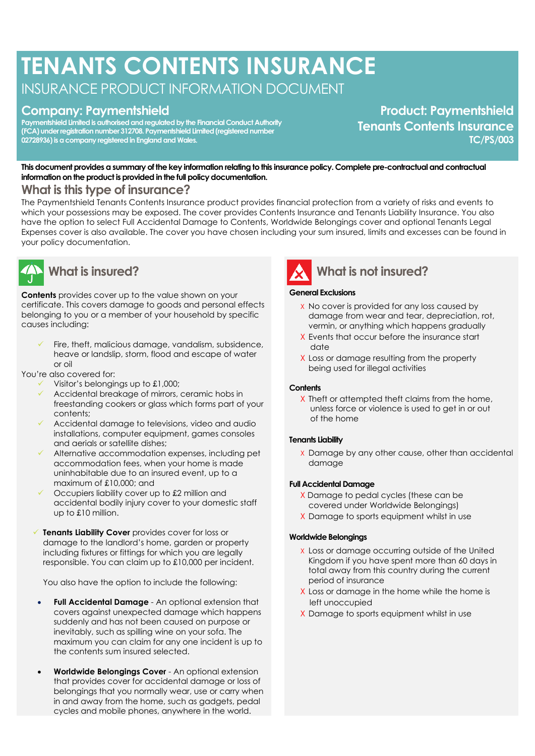# TENANTS CONTENTS INSURANCE

## INSURANCE PRODUCT INFORMATION DOCUMENT

**Company: Paymentshield**

**Paymentshield Limited is authorised and regulated by the Financial Conduct Authority (FCA) under registration number 312708. Paymentshield Limited (registered number 02728936) is a company registered in England and Wales.**

**Product: Paymentshield Tenants Contents Insurance**
**TC/PS/003**

**This document provides a summary of the key information relating to this insurance policy. Complete pre-contractual and contractual information on the product is provided in the full policy documentation.**

## What is this type of insurance?

The Paymentshield Tenants Contents Insurance product provides financial protection from a variety of risks and events to which your possessions may be exposed. The cover provides Contents Insurance and Tenants Liability Insurance. You also have the option to select Full Accidental Damage to Contents, Worldwide Belongings cover and optional Tenants Legal Expenses cover is also available. The cover you have chosen including your sum insured, limits and excesses can be found in your policy documentation.

## What is insured?

**Contents** provides cover up to the value shown on your certificate. This covers damage to goods and personal effects belonging to you or a member of your household by specific causes including:

- ✓ Fire, theft, malicious damage, vandalism, subsidence, heave or landslip, storm, flood and escape of water or oil

You're also covered for:

- ✓ Visitor's belongings up to £1,000;
- ✓ Accidental breakage of mirrors, ceramic hobs in freestanding cookers or glass which forms part of your contents;
- ✓ Accidental damage to televisions, video and audio installations, computer equipment, games consoles and aerials or satellite dishes;
- ✓ Alternative accommodation expenses, including pet accommodation fees, when your home is made uninhabitable due to an insured event, up to a maximum of £10,000; and
- ✓ Occupiers liability cover up to £2 million and accidental bodily injury cover to your domestic staff up to £10 million.

✓ **Tenants Liability Cover** provides cover for loss or damage to the landlord's home, garden or property including fixtures or fittings for which you are legally responsible. You can claim up to £10,000 per incident.

You also have the option to include the following:

- **Full Accidental Damage** - An optional extension that covers against unexpected damage which happens suddenly and has not been caused on purpose or inevitably, such as spilling wine on your sofa. The maximum you can claim for any one incident is up to the contents sum insured selected.
- **Worldwide Belongings Cover** - An optional extension that provides cover for accidental damage or loss of belongings that you normally wear, use or carry when in and away from the home, such as gadgets, pedal cycles and mobile phones, anywhere in the world.

## What is not insured?

**General Exclusions**

- X No cover is provided for any loss caused by damage from wear and tear, depreciation, rot, vermin, or anything which happens gradually
- X Events that occur before the insurance start date
- X Loss or damage resulting from the property being used for illegal activities

**Contents**

- X Theft or attempted theft claims from the home, unless force or violence is used to get in or out of the home

**Tenants Liability**

- X Damage by any other cause, other than accidental damage

**Full Accidental Damage**

- X Damage to pedal cycles (these can be covered under Worldwide Belongings)
- X Damage to sports equipment whilst in use

**Worldwide Belongings**

- X Loss or damage occurring outside of the United Kingdom if you have spent more than 60 days in total away from this country during the current period of insurance
- X Loss or damage in the home while the home is left unoccupied
- X Damage to sports equipment whilst in use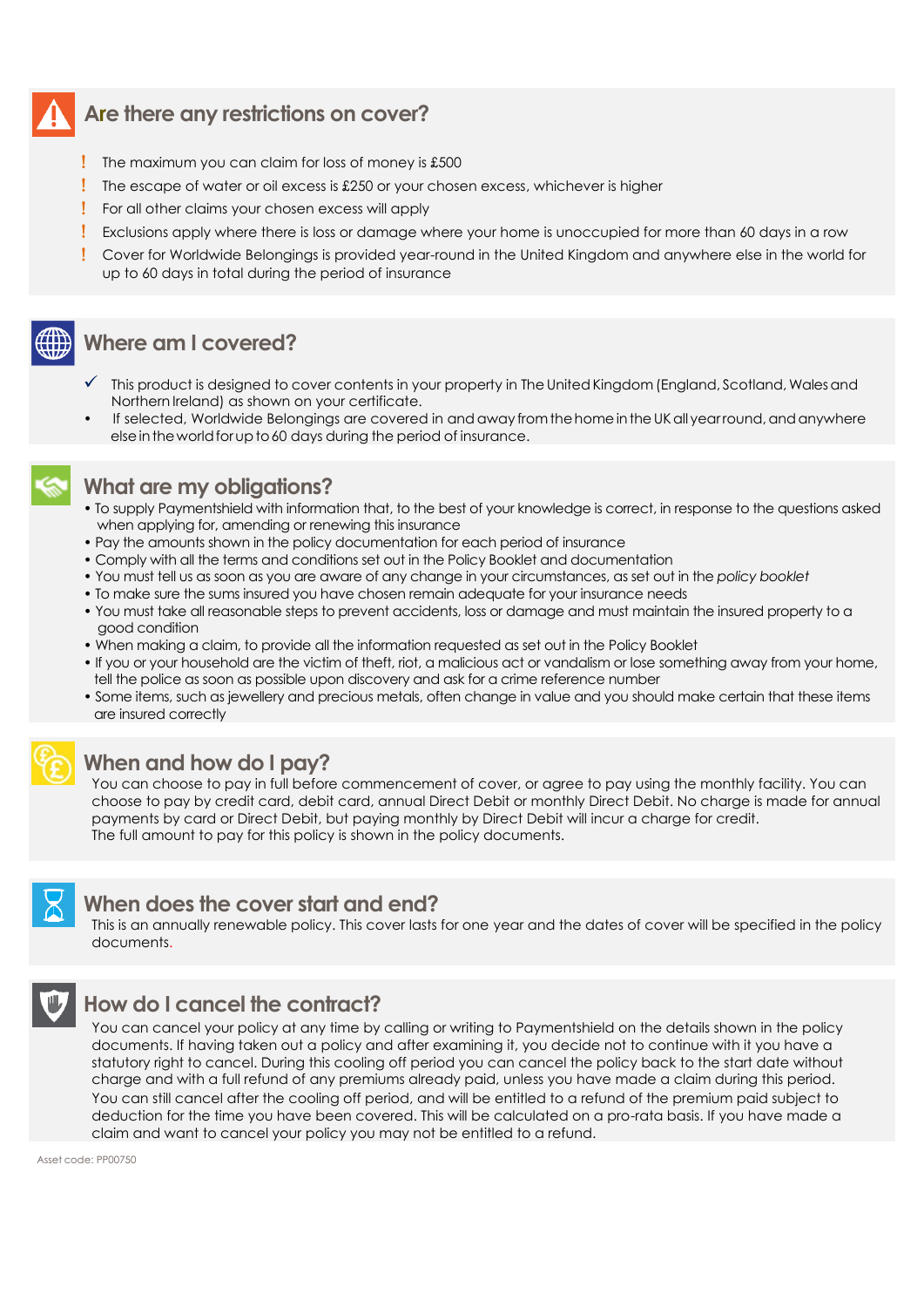## Are there any restrictions on cover?

- ! The maximum you can claim for loss of money is £500
- ! The escape of water or oil excess is £250 or your chosen excess, whichever is higher
- ! For all other claims your chosen excess will apply
- ! Exclusions apply where there is loss or damage where your home is unoccupied for more than 60 days in a row
- ! Cover for Worldwide Belongings is provided year-round in the United Kingdom and anywhere else in the world for up to 60 days in total during the period of insurance

## Where am I covered?

- ✓ This product is designed to cover contents in your property in The United Kingdom (England, Scotland, Wales and Northern Ireland) as shown on your certificate.
- If selected, Worldwide Belongings are covered in and away from the home in the UK all year round, and anywhere else in the world for up to 60 days during the period of insurance.

## What are my obligations?

- To supply Paymentshield with information that, to the best of your knowledge is correct, in response to the questions asked when applying for, amending or renewing this insurance
- Pay the amounts shown in the policy documentation for each period of insurance
- Comply with all the terms and conditions set out in the Policy Booklet and documentation
- You must tell us as soon as you are aware of any change in your circumstances, as set out in the *policy booklet*
- To make sure the sums insured you have chosen remain adequate for your insurance needs
- You must take all reasonable steps to prevent accidents, loss or damage and must maintain the insured property to a good condition
- When making a claim, to provide all the information requested as set out in the Policy Booklet
- If you or your household are the victim of theft, riot, a malicious act or vandalism or lose something away from your home, tell the police as soon as possible upon discovery and ask for a crime reference number
- Some items, such as jewellery and precious metals, often change in value and you should make certain that these items are insured correctly

## When and how do I pay?

You can choose to pay in full before commencement of cover, or agree to pay using the monthly facility. You can choose to pay by credit card, debit card, annual Direct Debit or monthly Direct Debit. No charge is made for annual payments by card or Direct Debit, but paying monthly by Direct Debit will incur a charge for credit.
The full amount to pay for this policy is shown in the policy documents.

## When does the cover start and end?

This is an annually renewable policy. This cover lasts for one year and the dates of cover will be specified in the policy documents.

## How do I cancel the contract?

You can cancel your policy at any time by calling or writing to Paymentshield on the details shown in the policy documents. If having taken out a policy and after examining it, you decide not to continue with it you have a statutory right to cancel. During this cooling off period you can cancel the policy back to the start date without charge and with a full refund of any premiums already paid, unless you have made a claim during this period.
You can still cancel after the cooling off period, and will be entitled to a refund of the premium paid subject to deduction for the time you have been covered. This will be calculated on a pro-rata basis. If you have made a claim and want to cancel your policy you may not be entitled to a refund.

Asset code: PP00750